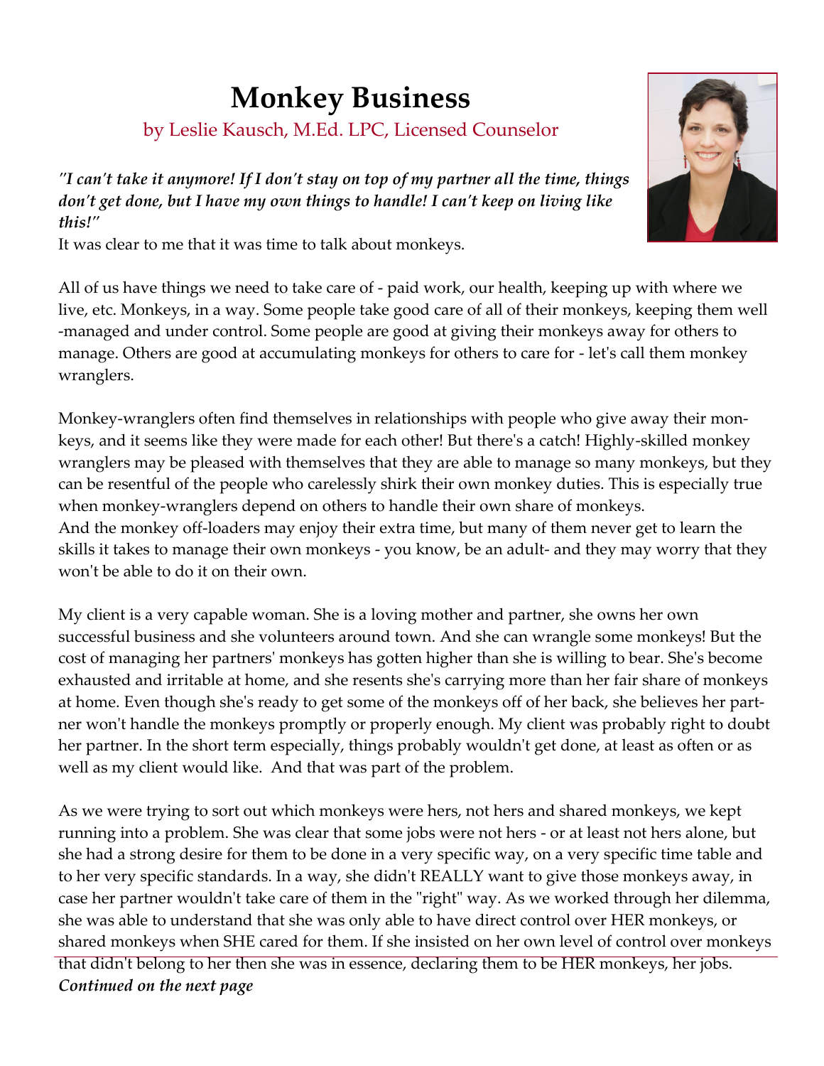# Monkey Business

by Leslie Kausch, M.Ed. LPC, Licensed Counselor

*"I can't take it anymore! If I don't stay on top of my partner all the time, things don't get done, but I have my own things to handle! I can't keep on living like this!"*

It was clear to me that it was time to talk about monkeys.

All of us have things we need to take care of - paid work, our health, keeping up with where we live, etc. Monkeys, in a way. Some people take good care of all of their monkeys, keeping them well-managed and under control. Some people are good at giving their monkeys away for others to manage. Others are good at accumulating monkeys for others to care for - let's call them monkey wranglers.

Monkey-wranglers often find themselves in relationships with people who give away their monkeys, and it seems like they were made for each other! But there's a catch! Highly-skilled monkey wranglers may be pleased with themselves that they are able to manage so many monkeys, but they can be resentful of the people who carelessly shirk their own monkey duties. This is especially true when monkey-wranglers depend on others to handle their own share of monkeys.
And the monkey off-loaders may enjoy their extra time, but many of them never get to learn the skills it takes to manage their own monkeys - you know, be an adult- and they may worry that they won't be able to do it on their own.

My client is a very capable woman. She is a loving mother and partner, she owns her own successful business and she volunteers around town. And she can wrangle some monkeys! But the cost of managing her partners' monkeys has gotten higher than she is willing to bear. She's become exhausted and irritable at home, and she resents she's carrying more than her fair share of monkeys at home. Even though she's ready to get some of the monkeys off of her back, she believes her partner won't handle the monkeys promptly or properly enough. My client was probably right to doubt her partner. In the short term especially, things probably wouldn't get done, at least as often or as well as my client would like. And that was part of the problem.

As we were trying to sort out which monkeys were hers, not hers and shared monkeys, we kept running into a problem. She was clear that some jobs were not hers - or at least not hers alone, but she had a strong desire for them to be done in a very specific way, on a very specific time table and to her very specific standards. In a way, she didn't REALLY want to give those monkeys away, in case her partner wouldn't take care of them in the "right" way. As we worked through her dilemma, she was able to understand that she was only able to have direct control over HER monkeys, or shared monkeys when SHE cared for them. If she insisted on her own level of control over monkeys that didn't belong to her then she was in essence, declaring them to be HER monkeys, her jobs.

***Continued on the next page***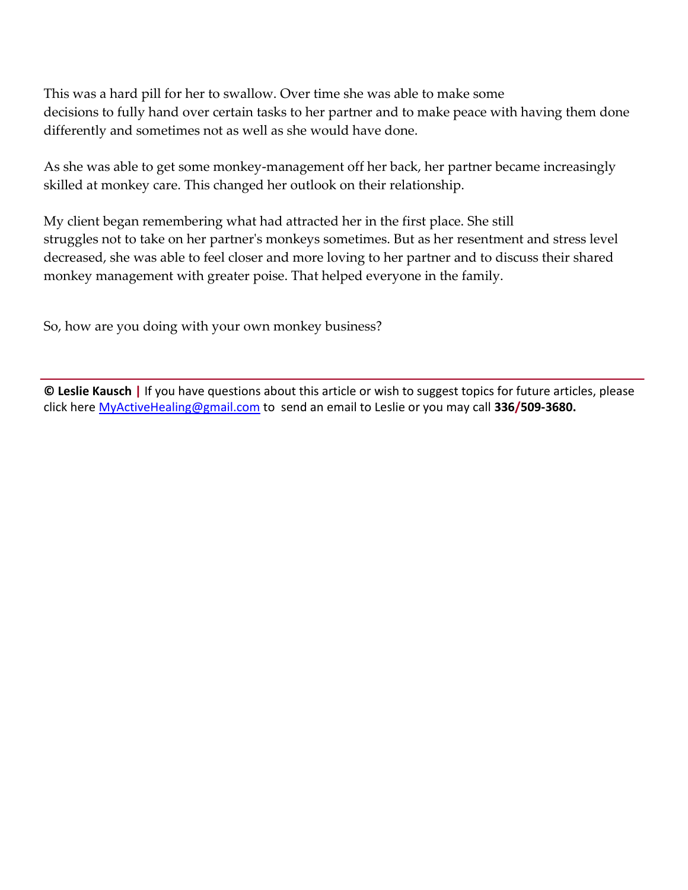This was a hard pill for her to swallow. Over time she was able to make some decisions to fully hand over certain tasks to her partner and to make peace with having them done differently and sometimes not as well as she would have done.

As she was able to get some monkey-management off her back, her partner became increasingly skilled at monkey care. This changed her outlook on their relationship.

My client began remembering what had attracted her in the first place. She still struggles not to take on her partner's monkeys sometimes. But as her resentment and stress level decreased, she was able to feel closer and more loving to her partner and to discuss their shared monkey management with greater poise. That helped everyone in the family.

So, how are you doing with your own monkey business?

---

**© Leslie Kausch |** If you have questions about this article or wish to suggest topics for future articles, please click here [MyActiveHealing@gmail.com](mailto:MyActiveHealing@gmail.com) to send an email to Leslie or you may call **336/509-3680.**